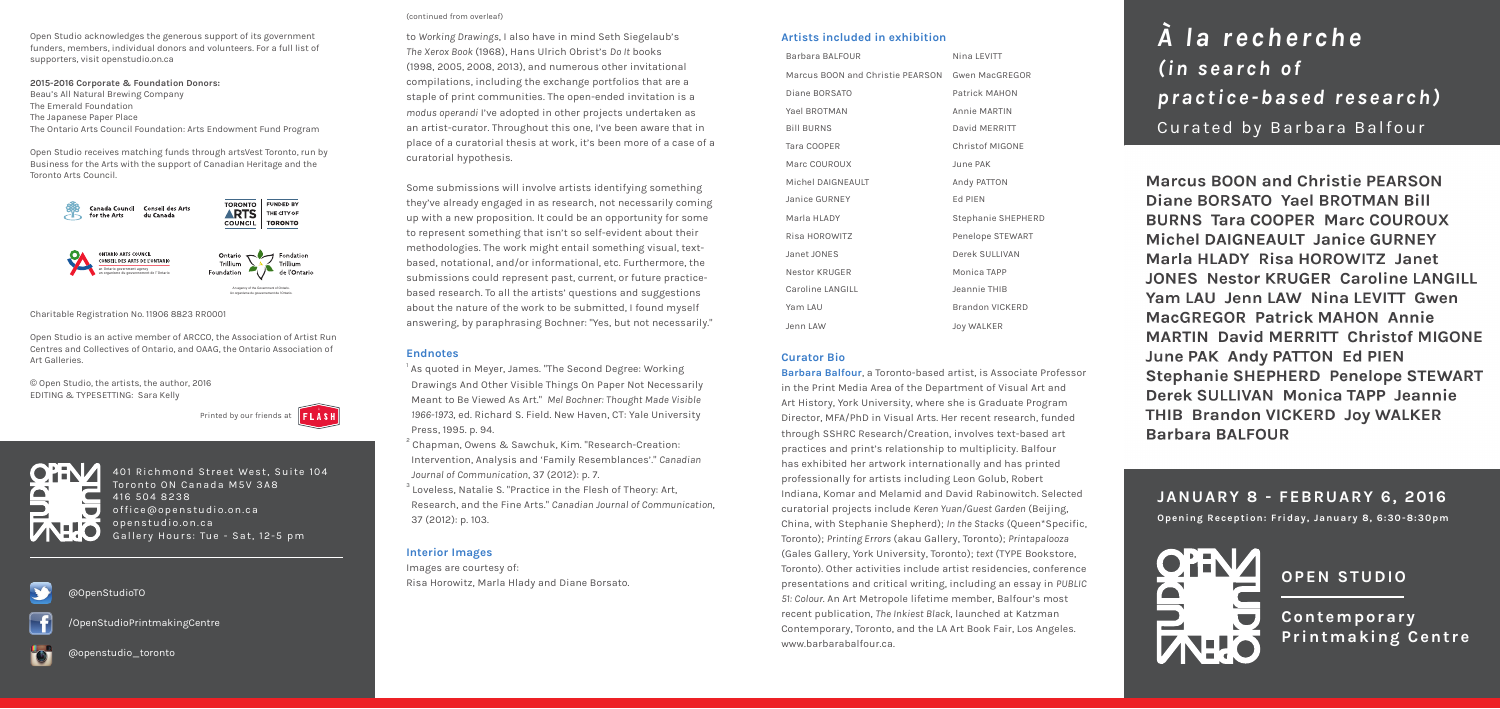Open Studio acknowledges the generous support of its government funders, members, individual donors and volunteers. For a full list of supporters, visit openstudio.on.ca

**2015-2016 Corporate & Foundation Donors:**
Beau's All Natural Brewing Company
The Emerald Foundation
The Japanese Paper Place
The Ontario Arts Council Foundation: Arts Endowment Fund Program

Open Studio receives matching funds through artsVest Toronto, run by Business for the Arts with the support of Canadian Heritage and the Toronto Arts Council.

Canada Council for the Arts / Conseil des Arts du Canada
Toronto Arts Council — Funded by the City of Toronto
Ontario Arts Council / Conseil des arts de l'Ontario — an Ontario government agency / un organisme du gouvernement de l'Ontario
Ontario Trillium Foundation / Fondation Trillium de l'Ontario — An agency of the Government of Ontario / Un organisme du gouvernement de l'Ontario

Charitable Registration No. 11906 8823 RR0001

Open Studio is an active member of ARCCO, the Association of Artist Run Centres and Collectives of Ontario, and OAAG, the Ontario Association of Art Galleries.

© Open Studio, the artists, the author, 2016
EDITING & TYPESETTING: Sara Kelly

Printed by our friends at FLASH

401 Richmond Street West, Suite 104
Toronto ON Canada M5V 3A8
416 504 8238
office@openstudio.on.ca
openstudio.on.ca
Gallery Hours: Tue - Sat, 12-5 pm

@OpenStudioTO

/OpenStudioPrintmakingCentre

@openstudio_toronto

(continued from overleaf)

to *Working Drawings*, I also have in mind Seth Siegelaub's *The Xerox Book* (1968), Hans Ulrich Obrist's *Do It* books (1998, 2005, 2008, 2013), and numerous other invitational compilations, including the exchange portfolios that are a staple of print communities. The open-ended invitation is a *modus operandi* I've adopted in other projects undertaken as an artist-curator. Throughout this one, I've been aware that in place of a curatorial thesis at work, it's been more of a case of a curatorial hypothesis.

Some submissions will involve artists identifying something they've already engaged in as research, not necessarily coming up with a new proposition. It could be an opportunity for some to represent something that isn't so self-evident about their methodologies. The work might entail something visual, text-based, notational, and/or informational, etc. Furthermore, the submissions could represent past, current, or future practice-based research. To all the artists' questions and suggestions about the nature of the work to be submitted, I found myself answering, by paraphrasing Bochner: "Yes, but not necessarily."

### Endnotes

[1] As quoted in Meyer, James. "The Second Degree: Working Drawings And Other Visible Things On Paper Not Necessarily Meant to Be Viewed As Art." *Mel Bochner: Thought Made Visible 1966-1973*, ed. Richard S. Field. New Haven, CT: Yale University Press, 1995. p. 94.

[2] Chapman, Owens & Sawchuk, Kim. "Research-Creation: Intervention, Analysis and 'Family Resemblances'." *Canadian Journal of Communication*, 37 (2012): p. 7.

[3] Loveless, Natalie S. "Practice in the Flesh of Theory: Art, Research, and the Fine Arts." *Canadian Journal of Communication*, 37 (2012): p. 103.

### Interior Images

Images are courtesy of:
Risa Horowitz, Marla Hlady and Diane Borsato.

### Artists included in exhibition

| | |
|---|---|
| Barbara BALFOUR | Nina LEVITT |
| Marcus BOON and Christie PEARSON | Gwen MacGREGOR |
| Diane BORSATO | Patrick MAHON |
| Yael BROTMAN | Annie MARTIN |
| Bill BURNS | David MERRITT |
| Tara COOPER | Christof MIGONE |
| Marc COUROUX | June PAK |
| Michel DAIGNEAULT | Andy PATTON |
| Janice GURNEY | Ed PIEN |
| Marla HLADY | Stephanie SHEPHERD |
| Risa HOROWITZ | Penelope STEWART |
| Janet JONES | Derek SULLIVAN |
| Nestor KRUGER | Monica TAPP |
| Caroline LANGILL | Jeannie THIB |
| Yam LAU | Brandon VICKERD |
| Jenn LAW | Joy WALKER |

### Curator Bio

**Barbara Balfour**, a Toronto-based artist, is Associate Professor in the Print Media Area of the Department of Visual Art and Art History, York University, where she is Graduate Program Director, MFA/PhD in Visual Arts. Her recent research, funded through SSHRC Research/Creation, involves text-based art practices and print's relationship to multiplicity. Balfour has exhibited her artwork internationally and has printed professionally for artists including Leon Golub, Robert Indiana, Komar and Melamid and David Rabinowitch. Selected curatorial projects include *Keren Yuan/Guest Garden* (Beijing, China, with Stephanie Shepherd); *In the Stacks* (Queen*Specific, Toronto); *Printing Errors* (akau Gallery, Toronto); *Printapalooza* (Gales Gallery, York University, Toronto); *text* (TYPE Bookstore, Toronto). Other activities include artist residencies, conference presentations and critical writing, including an essay in *PUBLIC 51: Colour*. An Art Metropole lifetime member, Balfour's most recent publication, *The Inkiest Black*, launched at Katzman Contemporary, Toronto, and the LA Art Book Fair, Los Angeles. www.barbarabalfour.ca.

# *À la recherche (in search of practice-based research)*

Curated by Barbara Balfour

**Marcus BOON and Christie PEARSON Diane BORSATO Yael BROTMAN Bill BURNS Tara COOPER Marc COUROUX Michel DAIGNEAULT Janice GURNEY Marla HLADY Risa HOROWITZ Janet JONES Nestor KRUGER Caroline LANGILL Yam LAU Jenn LAW Nina LEVITT Gwen MacGREGOR Patrick MAHON Annie MARTIN David MERRITT Christof MIGONE June PAK Andy PATTON Ed PIEN Stephanie SHEPHERD Penelope STEWART Derek SULLIVAN Monica TAPP Jeannie THIB Brandon VICKERD Joy WALKER Barbara BALFOUR**

## JANUARY 8 - FEBRUARY 6, 2016

**Opening Reception: Friday, January 8, 6:30-8:30pm**

**OPEN STUDIO**

**Contemporary Printmaking Centre**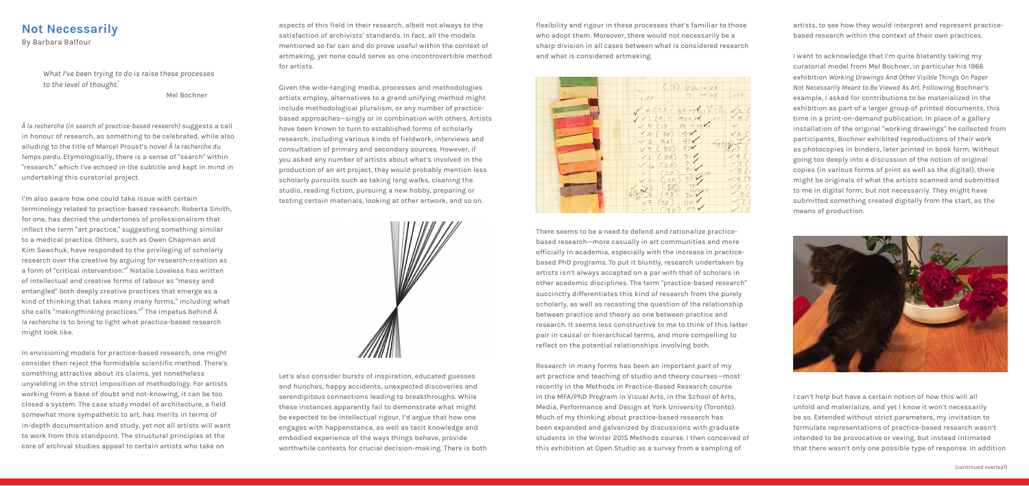# Not Necessarily

By Barbara Balfour

> *What I've been trying to do is raise these processes to the level of thought.*[1]
>
> Mel Bochner

*À la recherche (in search of practice-based research)* suggests a call in honour of research, as something to be celebrated, while also alluding to the title of Marcel Proust's novel *À la recherche du temps perdu*. Etymologically, there is a sense of "search" within "research," which I've echoed in the subtitle and kept in mind in undertaking this curatorial project.

I'm also aware how one could take issue with certain terminology related to practice-based research. Roberta Smith, for one, has decried the undertones of professionalism that inflect the term "art practice," suggesting something similar to a medical practice. Others, such as Owen Chapman and Kim Sawchuk, have responded to the privileging of scholarly research over the creative by arguing for research-creation as a form of "critical intervention."[2] Natalie Loveless has written of intellectual and creative forms of labour as "messy and entangled" both deeply creative practices that emerge as a kind of thinking that takes many many forms," including what she calls "*makingthinking* practices."[3] The impetus behind *À la recherche* is to bring to light what practice-based research might look like.

In envisioning models for practice-based research, one might consider then reject the formidable scientific method. There's something attractive about its claims, yet nonetheless unyielding in the strict imposition of methodology. For artists working from a base of doubt and not-knowing, it can be too closed a system. The case study model of architecture, a field somewhat more sympathetic to art, has merits in terms of in-depth documentation and study, yet not all artists will want to work from this standpoint. The structural principles at the core of archival studies appeal to certain artists who take on aspects of this field in their research, albeit not always to the satisfaction of archivists' standards. In fact, all the models mentioned so far can and do prove useful within the context of artmaking, yet none could serve as one incontrovertible method for artists.

Given the wide-ranging media, processes and methodologies artists employ, alternatives to a grand unifying method might include methodological pluralism, or any number of practice-based approaches—singly or in combination with others. Artists have been known to turn to established forms of scholarly research, including various kinds of fieldwork, interviews and consultation of primary and secondary sources. However, if you asked any number of artists about what's involved in the production of an art project, they would probably mention less scholarly pursuits such as taking long walks, cleaning the studio, reading fiction, pursuing a new hobby, preparing or testing certain materials, looking at other artwork, and so on.

Let's also consider bursts of inspiration, educated guesses and hunches, happy accidents, unexpected discoveries and serendipitous connections leading to breakthroughs. While these instances apparently fail to demonstrate what might be expected to be intellectual rigour, I'd argue that how one engages with happenstance, as well as tacit knowledge and embodied experience of the ways things behave, provide worthwhile contexts for crucial decision-making. There is both flexibility and rigour in these processes that's familiar to those who adopt them. Moreover, there would not necessarily be a sharp division in all cases between what is considered research and what is considered artmaking.

There seems to be a need to defend and rationalize practice-based research—more casually in art communities and more officially in academia, especially with the increase in practice-based PhD programs. To put it bluntly, research undertaken by artists isn't always accepted on a par with that of scholars in other academic disciplines. The term "practice-based research" succinctly differentiates this kind of research from the purely scholarly, as well as recasting the question of the relationship between practice and theory as one between practice and research. It seems less constructive to me to think of this latter pair in causal or hierarchical terms, and more compelling to reflect on the potential relationships involving both.

Research in many forms has been an important part of my art practice and teaching of studio and theory courses—most recently in the Methods in Practice-Based Research course in the MFA/PhD Program in Visual Arts, in the School of Arts, Media, Performance and Design at York University (Toronto). Much of my thinking about practice-based research has been expanded and galvanized by discussions with graduate students in the Winter 2015 Methods course. I then conceived of this exhibition at Open Studio as a survey from a sampling of artists, to see how they would interpret and represent practice-based research within the context of their own practices.

I want to acknowledge that I'm quite blatantly taking my curatorial model from Mel Bochner, in particular his 1966 exhibition *Working Drawings And Other Visible Things On Paper Not Necessarily Meant to Be Viewed As Art*. Following Bochner's example, I asked for contributions to be materialized in the exhibition as part of a larger group of printed documents, this time in a print-on-demand publication. In place of a gallery installation of the original "working drawings" he collected from participants, Bochner exhibited reproductions of their work as photocopies in binders, later printed in book form. Without going too deeply into a discussion of the notion of original copies (in various forms of print as well as the digital), there might be originals of what the artists scanned and submitted to me in digital form, but not necessarily. They might have submitted something created digitally from the start, as the means of production.

I can't help but have a certain notion of how this will all unfold and materialize, and yet I know it won't necessarily be so. Extended without strict parameters, my invitation to formulate representations of practice-based research wasn't intended to be provocative or vexing, but instead intimated that there wasn't only one possible type of response. In addition

(continued overleaf)